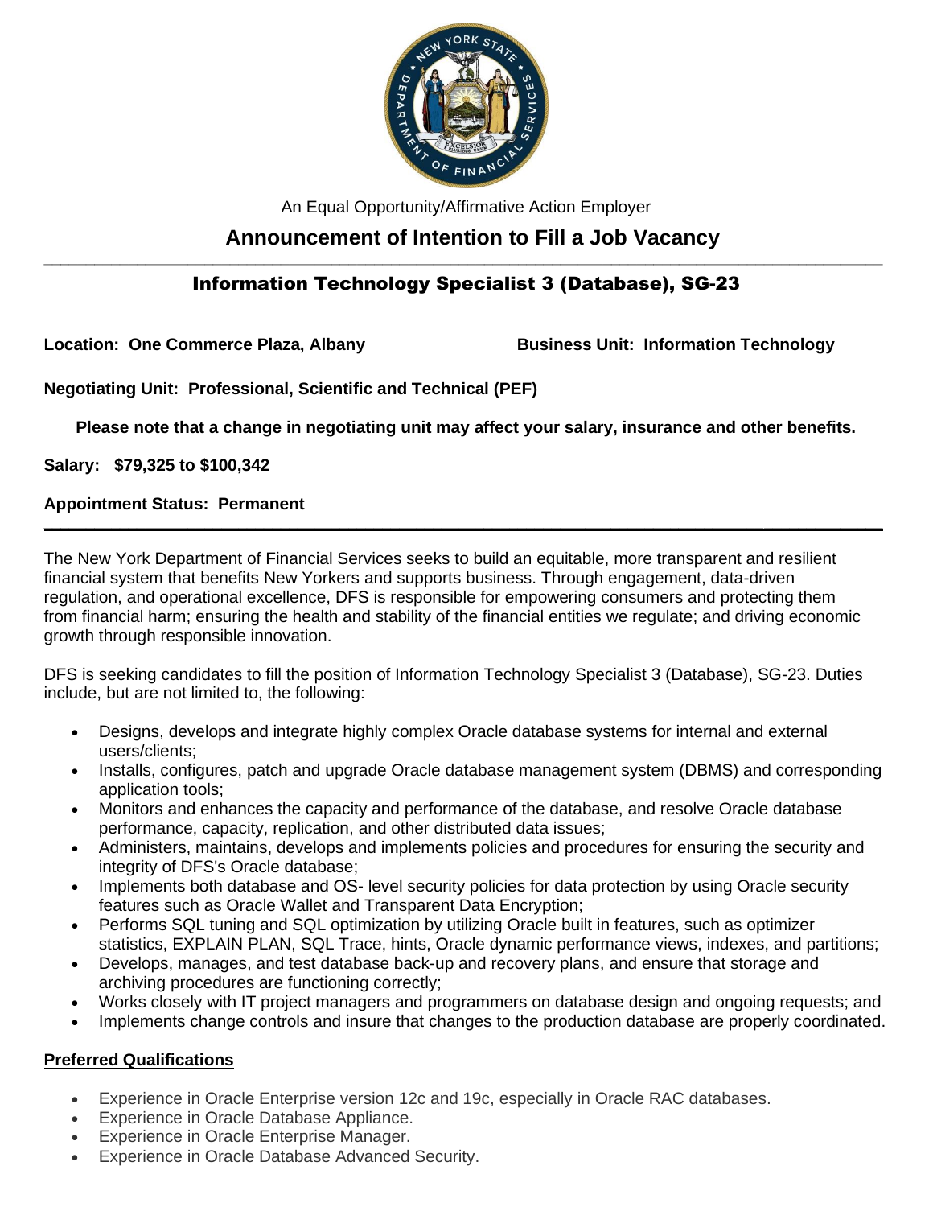An Equal Opportunity/Affirmative Action Employer

# Announcement of Intention to Fill a Job Vacancy

## Information Technology Specialist 3 (Database), SG-23

**Location: One Commerce Plaza, Albany**

**Business Unit: Information Technology**

**Negotiating Unit: Professional, Scientific and Technical (PEF)**

**Please note that a change in negotiating unit may affect your salary, insurance and other benefits.**

**Salary: $79,325 to $100,342**

**Appointment Status: Permanent**

---

The New York Department of Financial Services seeks to build an equitable, more transparent and resilient financial system that benefits New Yorkers and supports business. Through engagement, data-driven regulation, and operational excellence, DFS is responsible for empowering consumers and protecting them from financial harm; ensuring the health and stability of the financial entities we regulate; and driving economic growth through responsible innovation.

DFS is seeking candidates to fill the position of Information Technology Specialist 3 (Database), SG-23. Duties include, but are not limited to, the following:

- Designs, develops and integrate highly complex Oracle database systems for internal and external users/clients;
- Installs, configures, patch and upgrade Oracle database management system (DBMS) and corresponding application tools;
- Monitors and enhances the capacity and performance of the database, and resolve Oracle database performance, capacity, replication, and other distributed data issues;
- Administers, maintains, develops and implements policies and procedures for ensuring the security and integrity of DFS's Oracle database;
- Implements both database and OS- level security policies for data protection by using Oracle security features such as Oracle Wallet and Transparent Data Encryption;
- Performs SQL tuning and SQL optimization by utilizing Oracle built in features, such as optimizer statistics, EXPLAIN PLAN, SQL Trace, hints, Oracle dynamic performance views, indexes, and partitions;
- Develops, manages, and test database back-up and recovery plans, and ensure that storage and archiving procedures are functioning correctly;
- Works closely with IT project managers and programmers on database design and ongoing requests; and
- Implements change controls and insure that changes to the production database are properly coordinated.

**<u>Preferred Qualifications</u>**

- Experience in Oracle Enterprise version 12c and 19c, especially in Oracle RAC databases.
- Experience in Oracle Database Appliance.
- Experience in Oracle Enterprise Manager.
- Experience in Oracle Database Advanced Security.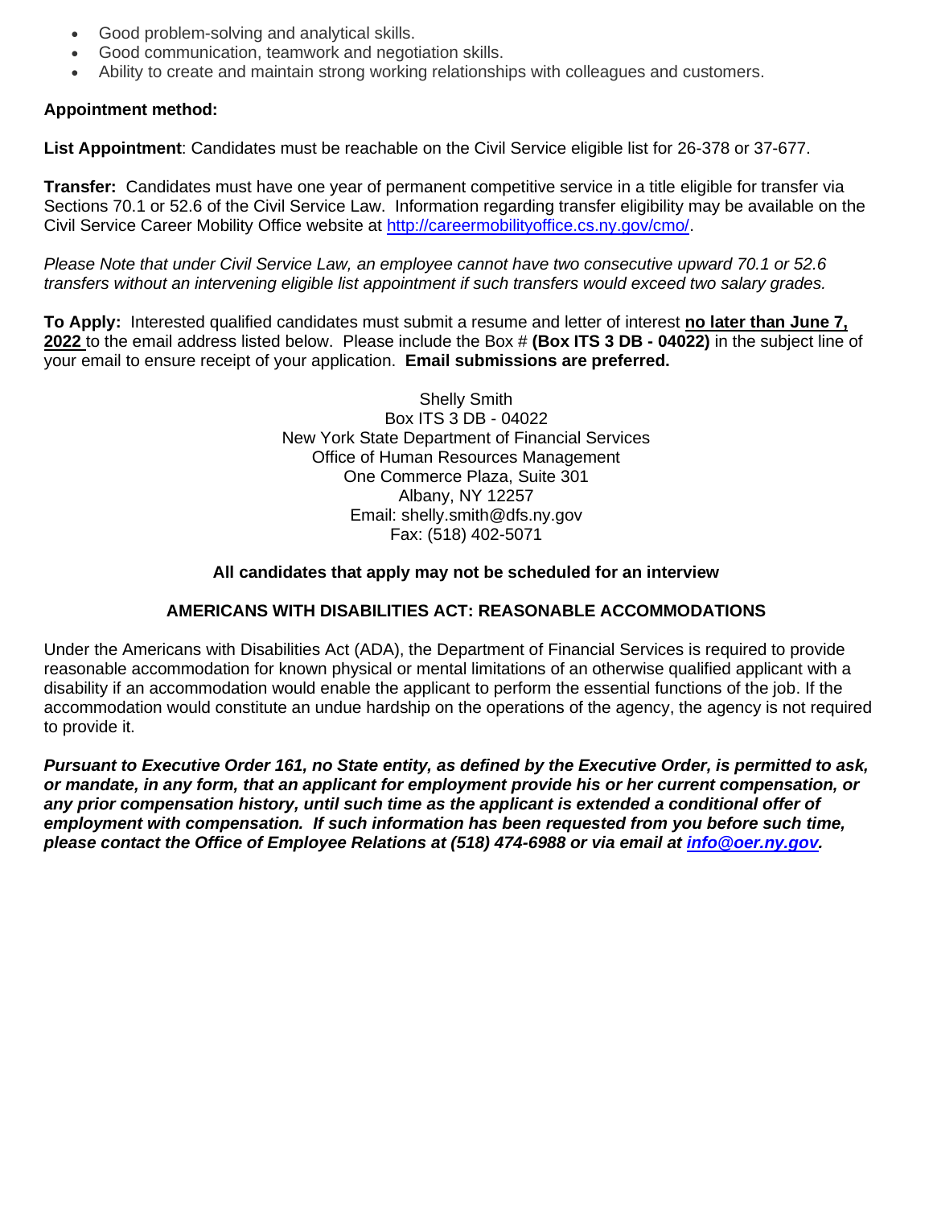- Good problem-solving and analytical skills.
- Good communication, teamwork and negotiation skills.
- Ability to create and maintain strong working relationships with colleagues and customers.

**Appointment method:**

**List Appointment**: Candidates must be reachable on the Civil Service eligible list for 26-378 or 37-677.

**Transfer:** Candidates must have one year of permanent competitive service in a title eligible for transfer via Sections 70.1 or 52.6 of the Civil Service Law. Information regarding transfer eligibility may be available on the Civil Service Career Mobility Office website at http://careermobilityoffice.cs.ny.gov/cmo/.

*Please Note that under Civil Service Law, an employee cannot have two consecutive upward 70.1 or 52.6 transfers without an intervening eligible list appointment if such transfers would exceed two salary grades.*

**To Apply:** Interested qualified candidates must submit a resume and letter of interest **no later than June 7, 2022** to the email address listed below. Please include the Box # **(Box ITS 3 DB - 04022)** in the subject line of your email to ensure receipt of your application. **Email submissions are preferred.**

Shelly Smith
Box ITS 3 DB - 04022
New York State Department of Financial Services
Office of Human Resources Management
One Commerce Plaza, Suite 301
Albany, NY 12257
Email: shelly.smith@dfs.ny.gov
Fax: (518) 402-5071

**All candidates that apply may not be scheduled for an interview**

**AMERICANS WITH DISABILITIES ACT: REASONABLE ACCOMMODATIONS**

Under the Americans with Disabilities Act (ADA), the Department of Financial Services is required to provide reasonable accommodation for known physical or mental limitations of an otherwise qualified applicant with a disability if an accommodation would enable the applicant to perform the essential functions of the job. If the accommodation would constitute an undue hardship on the operations of the agency, the agency is not required to provide it.

***Pursuant to Executive Order 161, no State entity, as defined by the Executive Order, is permitted to ask, or mandate, in any form, that an applicant for employment provide his or her current compensation, or any prior compensation history, until such time as the applicant is extended a conditional offer of employment with compensation. If such information has been requested from you before such time, please contact the Office of Employee Relations at (518) 474-6988 or via email at info@oer.ny.gov.***